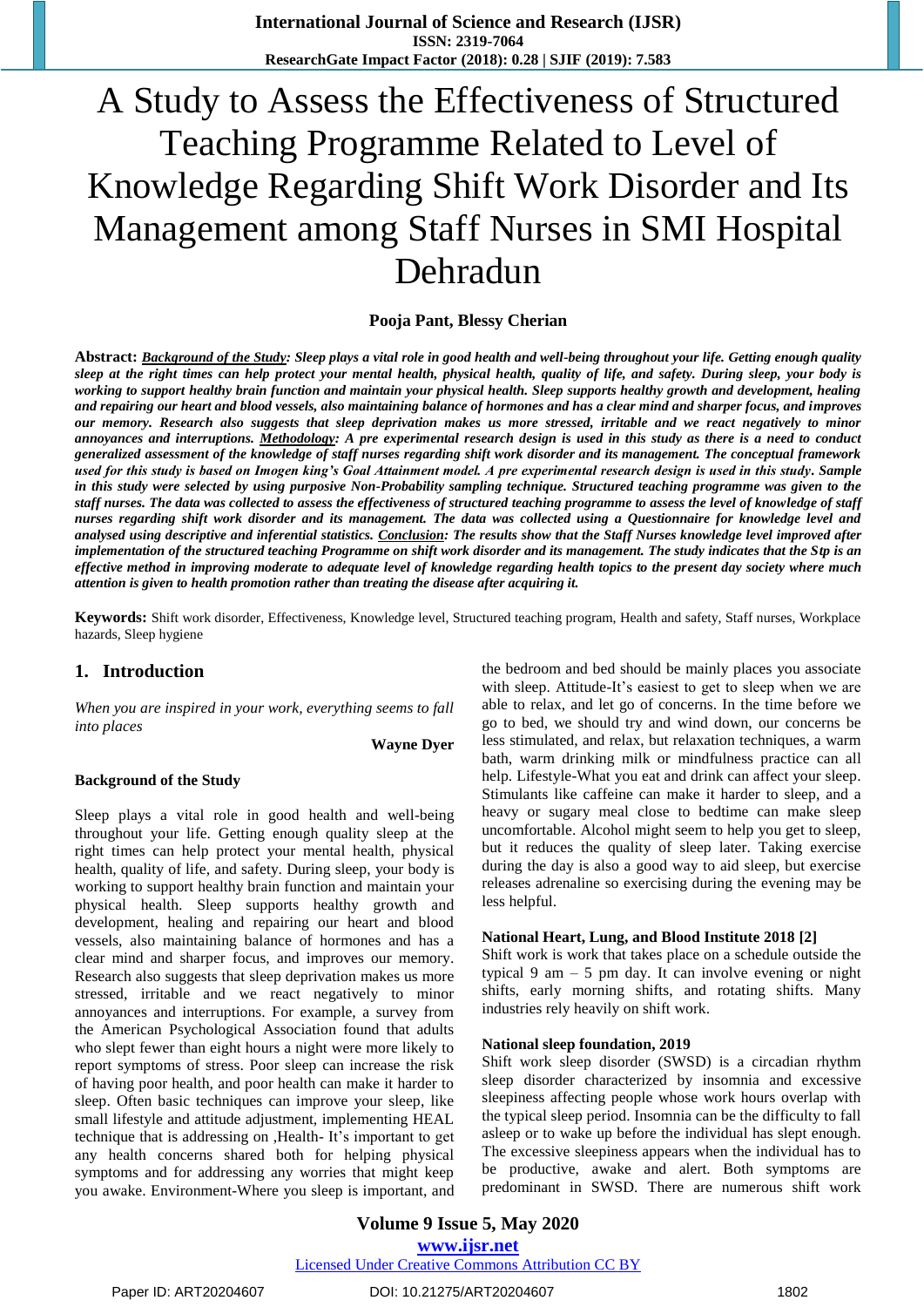# A Study to Assess the Effectiveness of Structured Teaching Programme Related to Level of Knowledge Regarding Shift Work Disorder and Its Management among Staff Nurses in SMI Hospital Dehradun

**Pooja Pant, Blessy Cherian**

**Abstract:** ***Background of the Study**: Sleep plays a vital role in good health and well-being throughout your life. Getting enough quality sleep at the right times can help protect your mental health, physical health, quality of life, and safety. During sleep, your body is working to support healthy brain function and maintain your physical health. Sleep supports healthy growth and development, healing and repairing our heart and blood vessels, also maintaining balance of hormones and has a clear mind and sharper focus, and improves our memory. Research also suggests that sleep deprivation makes us more stressed, irritable and we react negatively to minor annoyances and interruptions. **Methodology**: A pre experimental research design is used in this study as there is a need to conduct generalized assessment of the knowledge of staff nurses regarding shift work disorder and its management. The conceptual framework used for this study is based on Imogen king's Goal Attainment model. A pre experimental research design is used in this study. Sample in this study were selected by using purposive Non-Probability sampling technique. Structured teaching programme was given to the staff nurses. The data was collected to assess the effectiveness of structured teaching programme to assess the level of knowledge of staff nurses regarding shift work disorder and its management. The data was collected using a Questionnaire for knowledge level and analysed using descriptive and inferential statistics. **Conclusion**: The results show that the Staff Nurses knowledge level improved after implementation of the structured teaching Programme on shift work disorder and its management. The study indicates that the Stp is an effective method in improving moderate to adequate level of knowledge regarding health topics to the present day society where much attention is given to health promotion rather than treating the disease after acquiring it.*

**Keywords:** Shift work disorder, Effectiveness, Knowledge level, Structured teaching program, Health and safety, Staff nurses, Workplace hazards, Sleep hygiene

## 1. Introduction

*When you are inspired in your work, everything seems to fall into places*

**Wayne Dyer**

### Background of the Study

Sleep plays a vital role in good health and well-being throughout your life. Getting enough quality sleep at the right times can help protect your mental health, physical health, quality of life, and safety. During sleep, your body is working to support healthy brain function and maintain your physical health. Sleep supports healthy growth and development, healing and repairing our heart and blood vessels, also maintaining balance of hormones and has a clear mind and sharper focus, and improves our memory. Research also suggests that sleep deprivation makes us more stressed, irritable and we react negatively to minor annoyances and interruptions. For example, a survey from the American Psychological Association found that adults who slept fewer than eight hours a night were more likely to report symptoms of stress. Poor sleep can increase the risk of having poor health, and poor health can make it harder to sleep. Often basic techniques can improve your sleep, like small lifestyle and attitude adjustment, implementing HEAL technique that is addressing on ,Health- It's important to get any health concerns shared both for helping physical symptoms and for addressing any worries that might keep you awake. Environment-Where you sleep is important, and the bedroom and bed should be mainly places you associate with sleep. Attitude-It's easiest to get to sleep when we are able to relax, and let go of concerns. In the time before we go to bed, we should try and wind down, our concerns be less stimulated, and relax, but relaxation techniques, a warm bath, warm drinking milk or mindfulness practice can all help. Lifestyle-What you eat and drink can affect your sleep. Stimulants like caffeine can make it harder to sleep, and a heavy or sugary meal close to bedtime can make sleep uncomfortable. Alcohol might seem to help you get to sleep, but it reduces the quality of sleep later. Taking exercise during the day is also a good way to aid sleep, but exercise releases adrenaline so exercising during the evening may be less helpful.

**National Heart, Lung, and Blood Institute 2018 [2]**

Shift work is work that takes place on a schedule outside the typical 9 am – 5 pm day. It can involve evening or night shifts, early morning shifts, and rotating shifts. Many industries rely heavily on shift work.

**National sleep foundation, 2019**

Shift work sleep disorder (SWSD) is a circadian rhythm sleep disorder characterized by insomnia and excessive sleepiness affecting people whose work hours overlap with the typical sleep period. Insomnia can be the difficulty to fall asleep or to wake up before the individual has slept enough. The excessive sleepiness appears when the individual has to be productive, awake and alert. Both symptoms are predominant in SWSD. There are numerous shift work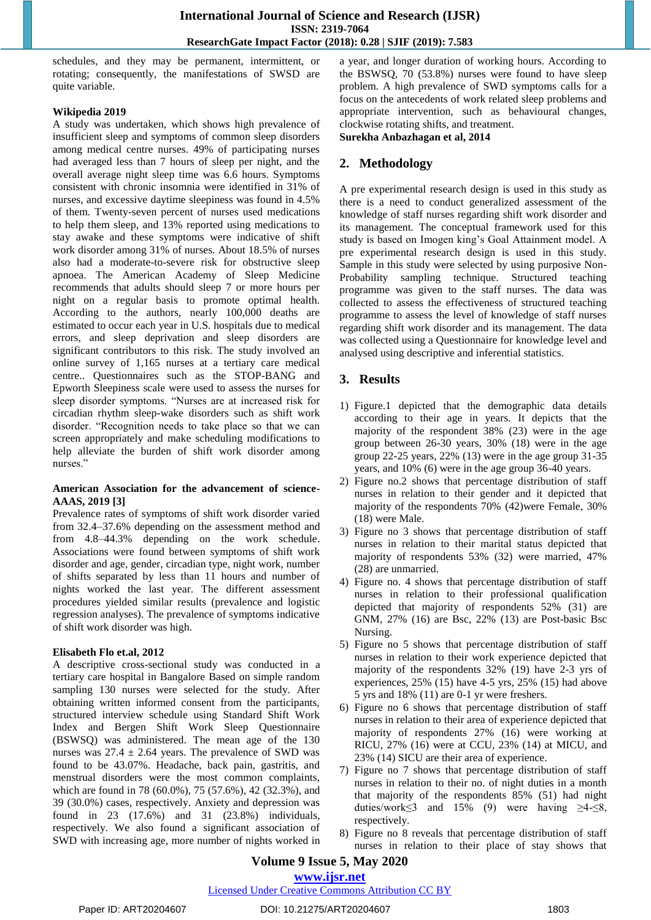schedules, and they may be permanent, intermittent, or rotating; consequently, the manifestations of SWSD are quite variable.

**Wikipedia 2019**

A study was undertaken, which shows high prevalence of insufficient sleep and symptoms of common sleep disorders among medical centre nurses. 49% of participating nurses had averaged less than 7 hours of sleep per night, and the overall average night sleep time was 6.6 hours. Symptoms consistent with chronic insomnia were identified in 31% of nurses, and excessive daytime sleepiness was found in 4.5% of them. Twenty-seven percent of nurses used medications to help them sleep, and 13% reported using medications to stay awake and these symptoms were indicative of shift work disorder among 31% of nurses. About 18.5% of nurses also had a moderate-to-severe risk for obstructive sleep apnoea. The American Academy of Sleep Medicine recommends that adults should sleep 7 or more hours per night on a regular basis to promote optimal health. According to the authors, nearly 100,000 deaths are estimated to occur each year in U.S. hospitals due to medical errors, and sleep deprivation and sleep disorders are significant contributors to this risk. The study involved an online survey of 1,165 nurses at a tertiary care medical centre.. Questionnaires such as the STOP-BANG and Epworth Sleepiness scale were used to assess the nurses for sleep disorder symptoms. "Nurses are at increased risk for circadian rhythm sleep-wake disorders such as shift work disorder. "Recognition needs to take place so that we can screen appropriately and make scheduling modifications to help alleviate the burden of shift work disorder among nurses."

**American Association for the advancement of science-AAAS, 2019 [3]**

Prevalence rates of symptoms of shift work disorder varied from 32.4–37.6% depending on the assessment method and from 4.8–44.3% depending on the work schedule. Associations were found between symptoms of shift work disorder and age, gender, circadian type, night work, number of shifts separated by less than 11 hours and number of nights worked the last year. The different assessment procedures yielded similar results (prevalence and logistic regression analyses). The prevalence of symptoms indicative of shift work disorder was high.

**Elisabeth Flo et.al, 2012**

A descriptive cross-sectional study was conducted in a tertiary care hospital in Bangalore Based on simple random sampling 130 nurses were selected for the study. After obtaining written informed consent from the participants, structured interview schedule using Standard Shift Work Index and Bergen Shift Work Sleep Questionnaire (BSWSQ) was administered. The mean age of the 130 nurses was 27.4 ± 2.64 years. The prevalence of SWD was found to be 43.07%. Headache, back pain, gastritis, and menstrual disorders were the most common complaints, which are found in 78 (60.0%), 75 (57.6%), 42 (32.3%), and 39 (30.0%) cases, respectively. Anxiety and depression was found in 23 (17.6%) and 31 (23.8%) individuals, respectively. We also found a significant association of SWD with increasing age, more number of nights worked in a year, and longer duration of working hours. According to the BSWSQ, 70 (53.8%) nurses were found to have sleep problem. A high prevalence of SWD symptoms calls for a focus on the antecedents of work related sleep problems and appropriate intervention, such as behavioural changes, clockwise rotating shifts, and treatment.

**Surekha Anbazhagan et al, 2014**

## 2. Methodology

A pre experimental research design is used in this study as there is a need to conduct generalized assessment of the knowledge of staff nurses regarding shift work disorder and its management. The conceptual framework used for this study is based on Imogen king's Goal Attainment model. A pre experimental research design is used in this study. Sample in this study were selected by using purposive Non-Probability sampling technique. Structured teaching programme was given to the staff nurses. The data was collected to assess the effectiveness of structured teaching programme to assess the level of knowledge of staff nurses regarding shift work disorder and its management. The data was collected using a Questionnaire for knowledge level and analysed using descriptive and inferential statistics.

## 3. Results

1) Figure.1 depicted that the demographic data details according to their age in years. It depicts that the majority of the respondent 38% (23) were in the age group between 26-30 years, 30% (18) were in the age group 22-25 years, 22% (13) were in the age group 31-35 years, and 10% (6) were in the age group 36-40 years.
2) Figure no.2 shows that percentage distribution of staff nurses in relation to their gender and it depicted that majority of the respondents 70% (42)were Female, 30% (18) were Male.
3) Figure no 3 shows that percentage distribution of staff nurses in relation to their marital status depicted that majority of respondents 53% (32) were married, 47% (28) are unmarried.
4) Figure no. 4 shows that percentage distribution of staff nurses in relation to their professional qualification depicted that majority of respondents 52% (31) are GNM, 27% (16) are Bsc, 22% (13) are Post-basic Bsc Nursing.
5) Figure no 5 shows that percentage distribution of staff nurses in relation to their work experience depicted that majority of the respondents 32% (19) have 2-3 yrs of experiences, 25% (15) have 4-5 yrs, 25% (15) had above 5 yrs and 18% (11) are 0-1 yr were freshers.
6) Figure no 6 shows that percentage distribution of staff nurses in relation to their area of experience depicted that majority of respondents 27% (16) were working at RICU, 27% (16) were at CCU, 23% (14) at MICU, and 23% (14) SICU are their area of experience.
7) Figure no 7 shows that percentage distribution of staff nurses in relation to their no. of night duties in a month that majority of the respondents 85% (51) had night duties/work≤3 and 15% (9) were having ≥4-≤8, respectively.
8) Figure no 8 reveals that percentage distribution of staff nurses in relation to their place of stay shows that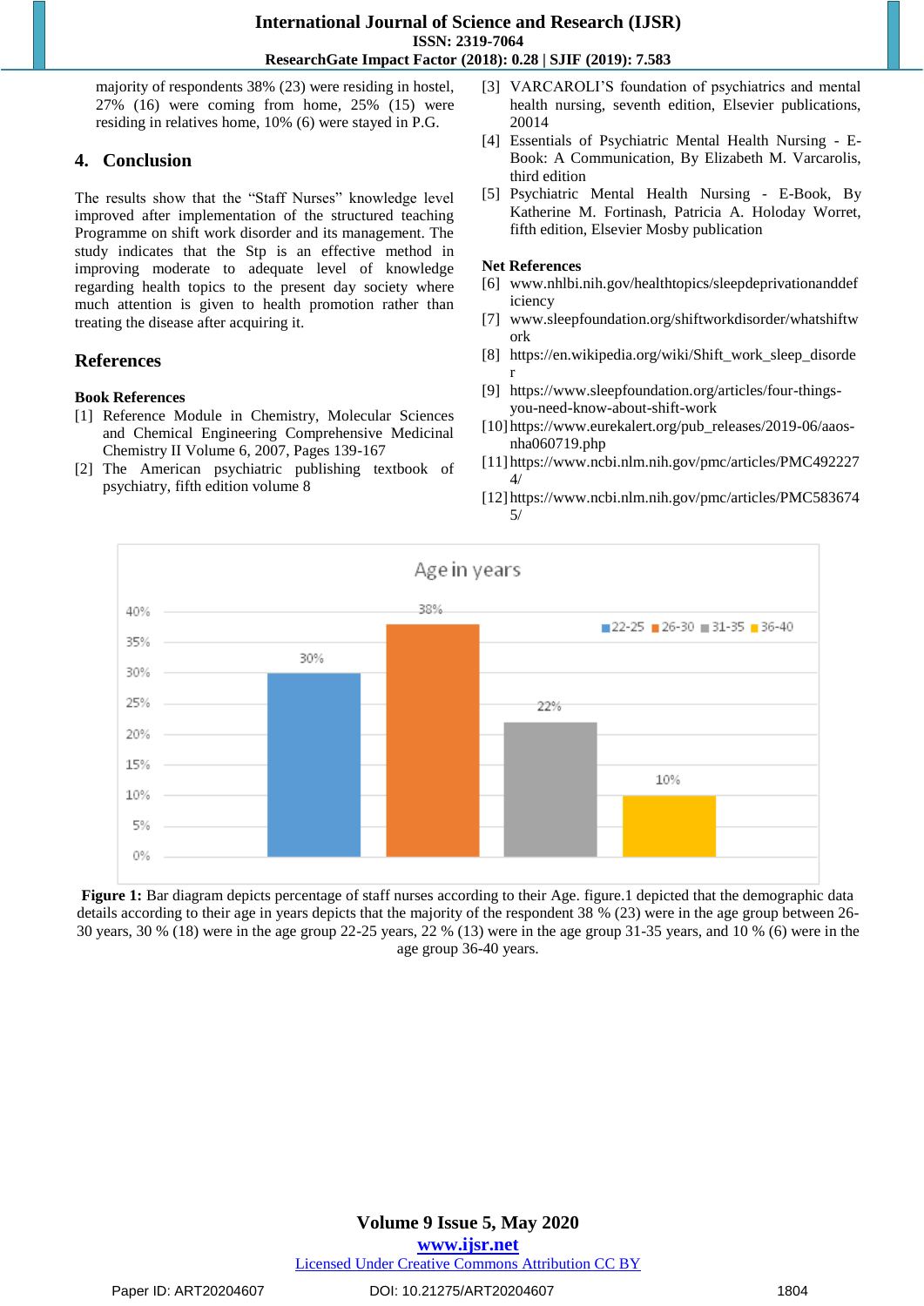majority of respondents 38% (23) were residing in hostel, 27% (16) were coming from home, 25% (15) were residing in relatives home, 10% (6) were stayed in P.G.

## 4. Conclusion

The results show that the "Staff Nurses" knowledge level improved after implementation of the structured teaching Programme on shift work disorder and its management. The study indicates that the Stp is an effective method in improving moderate to adequate level of knowledge regarding health topics to the present day society where much attention is given to health promotion rather than treating the disease after acquiring it.

## References

**Book References**

[1] Reference Module in Chemistry, Molecular Sciences and Chemical Engineering Comprehensive Medicinal Chemistry II Volume 6, 2007, Pages 139-167

[2] The American psychiatric publishing textbook of psychiatry, fifth edition volume 8

[3] VARCAROLI'S foundation of psychiatrics and mental health nursing, seventh edition, Elsevier publications, 20014

[4] Essentials of Psychiatric Mental Health Nursing - E-Book: A Communication, By Elizabeth M. Varcarolis, third edition

[5] Psychiatric Mental Health Nursing - E-Book, By Katherine M. Fortinash, Patricia A. Holoday Worret, fifth edition, Elsevier Mosby publication

**Net References**

[6] www.nhlbi.nih.gov/healthtopics/sleepdeprivationanddeficiency

[7] www.sleepfoundation.org/shiftworkdisorder/whatshiftwork

[8] https://en.wikipedia.org/wiki/Shift_work_sleep_disorder

[9] https://www.sleepfoundation.org/articles/four-things-you-need-know-about-shift-work

[10] https://www.eurekalert.org/pub_releases/2019-06/aaos-nha060719.php

[11] https://www.ncbi.nlm.nih.gov/pmc/articles/PMC4922274/

[12] https://www.ncbi.nlm.nih.gov/pmc/articles/PMC5836745/

**Figure 1:** Bar diagram depicts percentage of staff nurses according to their Age. figure.1 depicted that the demographic data details according to their age in years depicts that the majority of the respondent 38 % (23) were in the age group between 26-30 years, 30 % (18) were in the age group 22-25 years, 22 % (13) were in the age group 31-35 years, and 10 % (6) were in the age group 36-40 years.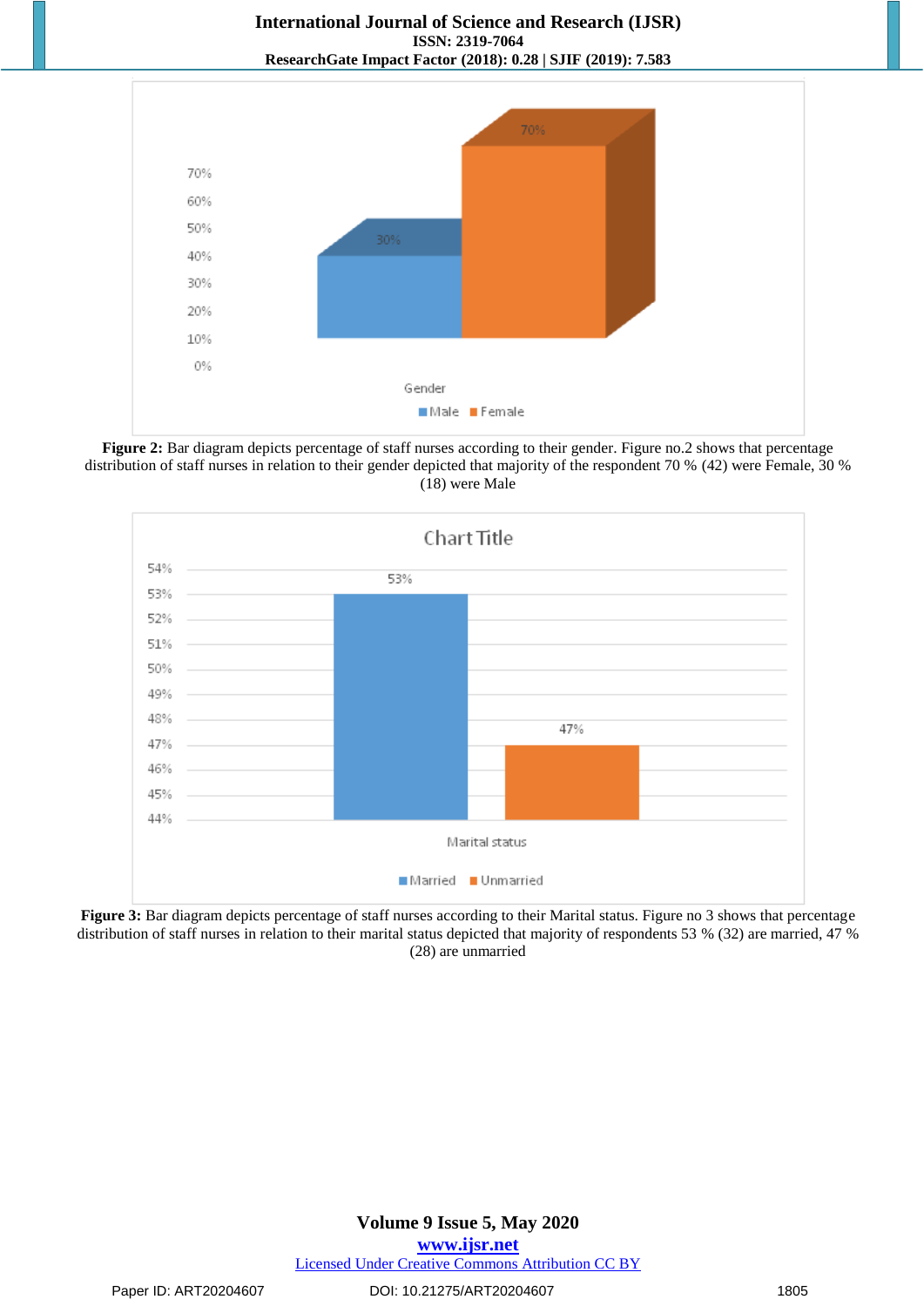**Figure 2:** Bar diagram depicts percentage of staff nurses according to their gender. Figure no.2 shows that percentage distribution of staff nurses in relation to their gender depicted that majority of the respondent 70 % (42) were Female, 30 % (18) were Male

**Figure 3:** Bar diagram depicts percentage of staff nurses according to their Marital status. Figure no 3 shows that percentage distribution of staff nurses in relation to their marital status depicted that majority of respondents 53 % (32) are married, 47 % (28) are unmarried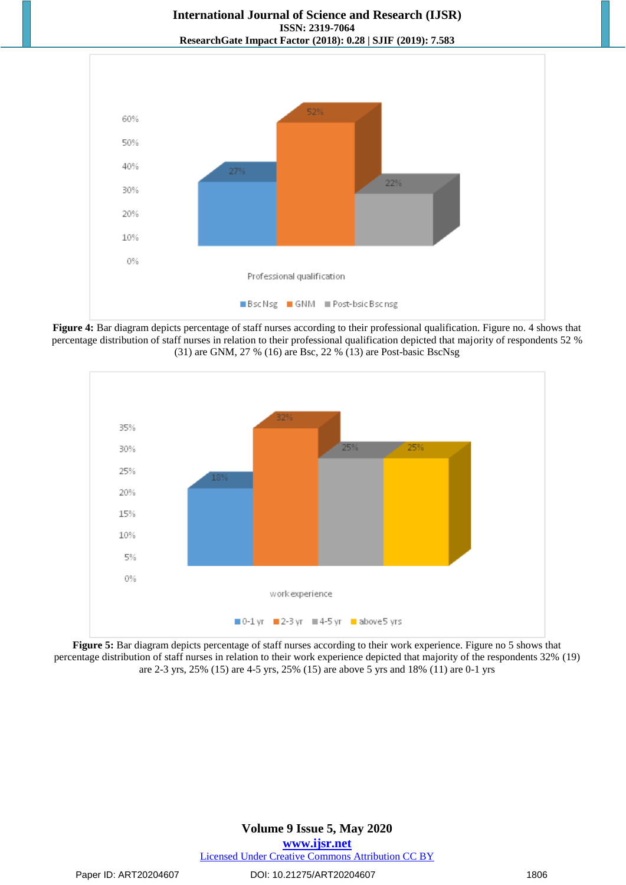**Figure 4:** Bar diagram depicts percentage of staff nurses according to their professional qualification. Figure no. 4 shows that percentage distribution of staff nurses in relation to their professional qualification depicted that majority of respondents 52 % (31) are GNM, 27 % (16) are Bsc, 22 % (13) are Post-basic BscNsg

**Figure 5:** Bar diagram depicts percentage of staff nurses according to their work experience. Figure no 5 shows that percentage distribution of staff nurses in relation to their work experience depicted that majority of the respondents 32% (19) are 2-3 yrs, 25% (15) are 4-5 yrs, 25% (15) are above 5 yrs and 18% (11) are 0-1 yrs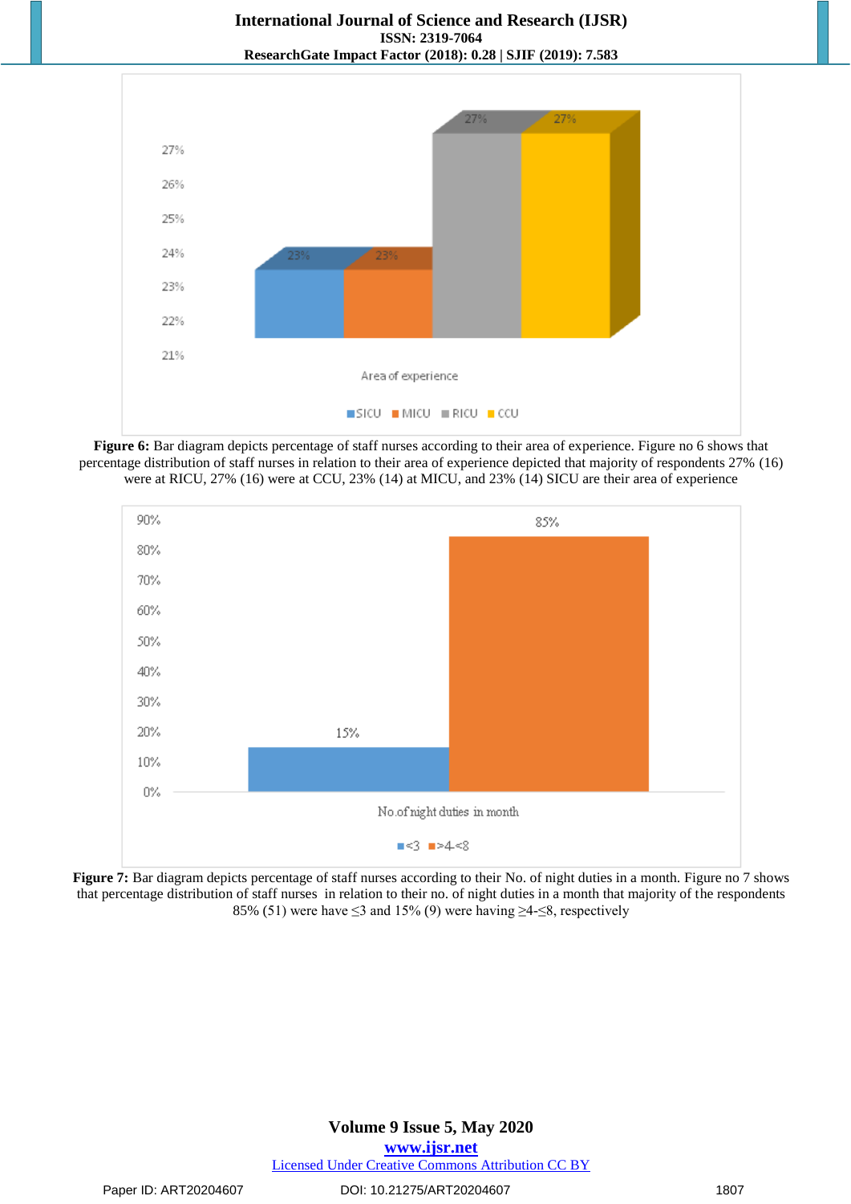**Figure 6:** Bar diagram depicts percentage of staff nurses according to their area of experience. Figure no 6 shows that percentage distribution of staff nurses in relation to their area of experience depicted that majority of respondents 27% (16) were at RICU, 27% (16) were at CCU, 23% (14) at MICU, and 23% (14) SICU are their area of experience

**Figure 7:** Bar diagram depicts percentage of staff nurses according to their No. of night duties in a month. Figure no 7 shows that percentage distribution of staff nurses in relation to their no. of night duties in a month that majority of the respondents 85% (51) were have ≤3 and 15% (9) were having ≥4-≤8, respectively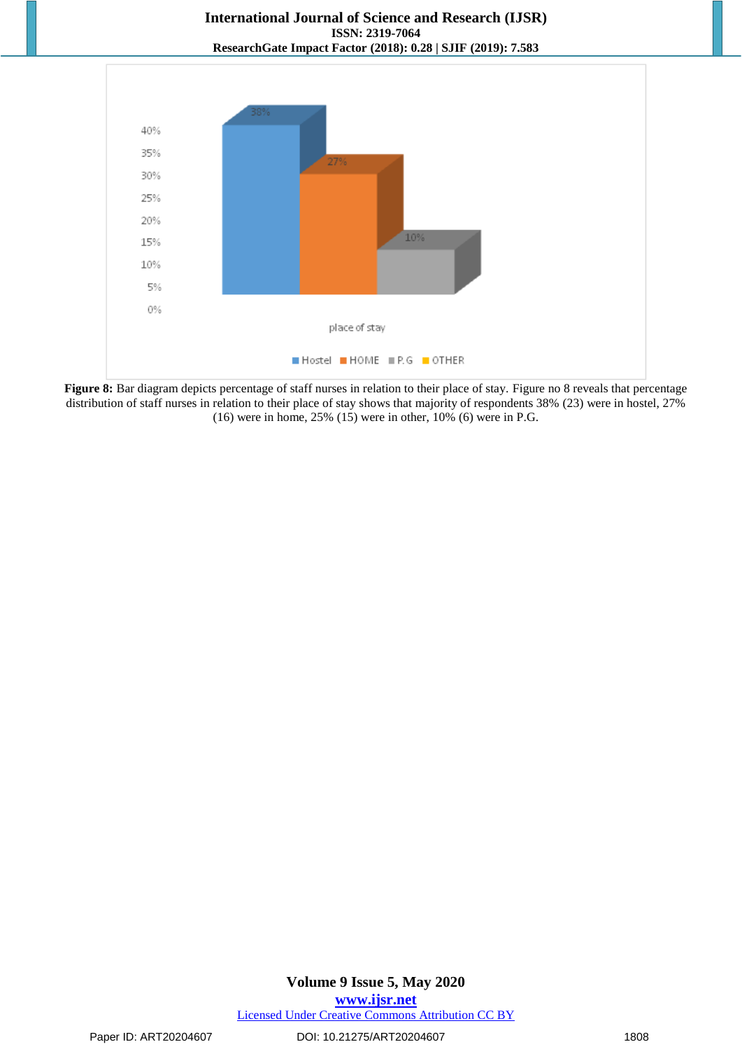38%

27%

10%

40%
35%
30%
25%
20%
15%
10%
5%
0%

place of stay

Hostel HOME P.G OTHER

**Figure 8:** Bar diagram depicts percentage of staff nurses in relation to their place of stay. Figure no 8 reveals that percentage distribution of staff nurses in relation to their place of stay shows that majority of respondents 38% (23) were in hostel, 27% (16) were in home, 25% (15) were in other, 10% (6) were in P.G.